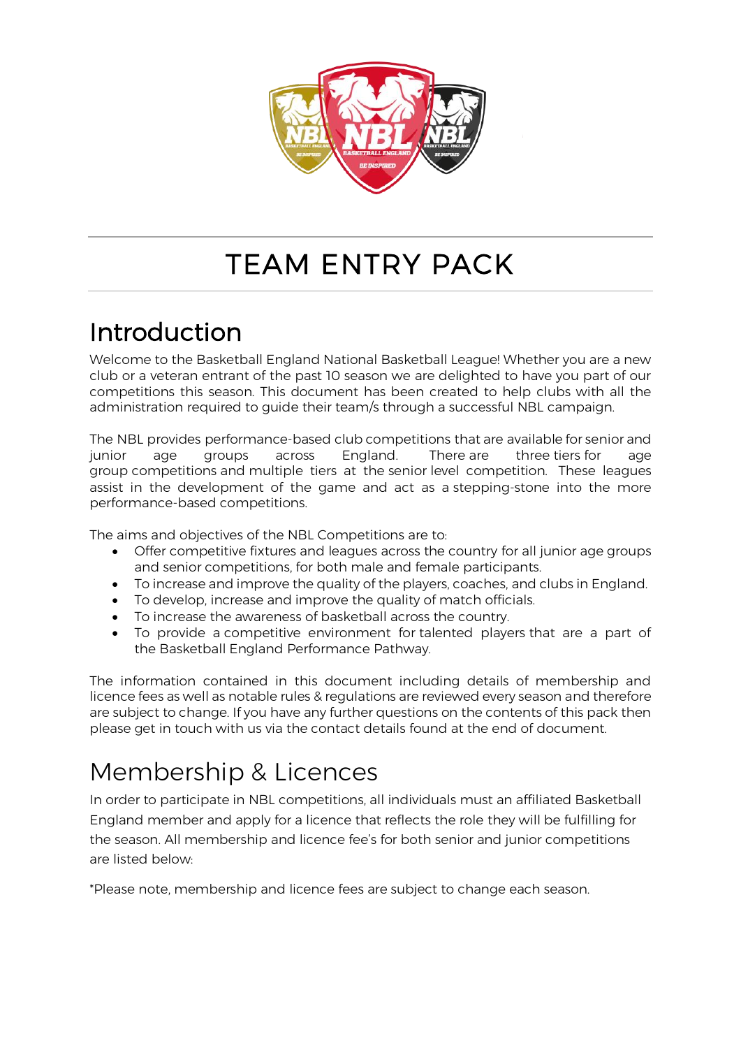# TEAM ENTRY PACK

## Introduction

Welcome to the Basketball England National Basketball League! Whether you are a new club or a veteran entrant of the past 10 season we are delighted to have you part of our competitions this season. This document has been created to help clubs with all the administration required to guide their team/s through a successful NBL campaign.

The NBL provides performance-based club competitions that are available for senior and junior age groups across England. There are three tiers for age group competitions and multiple tiers at the senior level competition. These leagues assist in the development of the game and act as a stepping-stone into the more performance-based competitions.

The aims and objectives of the NBL Competitions are to:

- Offer competitive fixtures and leagues across the country for all junior age groups and senior competitions, for both male and female participants.
- To increase and improve the quality of the players, coaches, and clubs in England.
- To develop, increase and improve the quality of match officials.
- To increase the awareness of basketball across the country.
- To provide a competitive environment for talented players that are a part of the Basketball England Performance Pathway.

The information contained in this document including details of membership and licence fees as well as notable rules & regulations are reviewed every season and therefore are subject to change. If you have any further questions on the contents of this pack then please get in touch with us via the contact details found at the end of document.

## Membership & Licences

In order to participate in NBL competitions, all individuals must an affiliated Basketball England member and apply for a licence that reflects the role they will be fulfilling for the season. All membership and licence fee's for both senior and junior competitions are listed below:

*Please note, membership and licence fees are subject to change each season.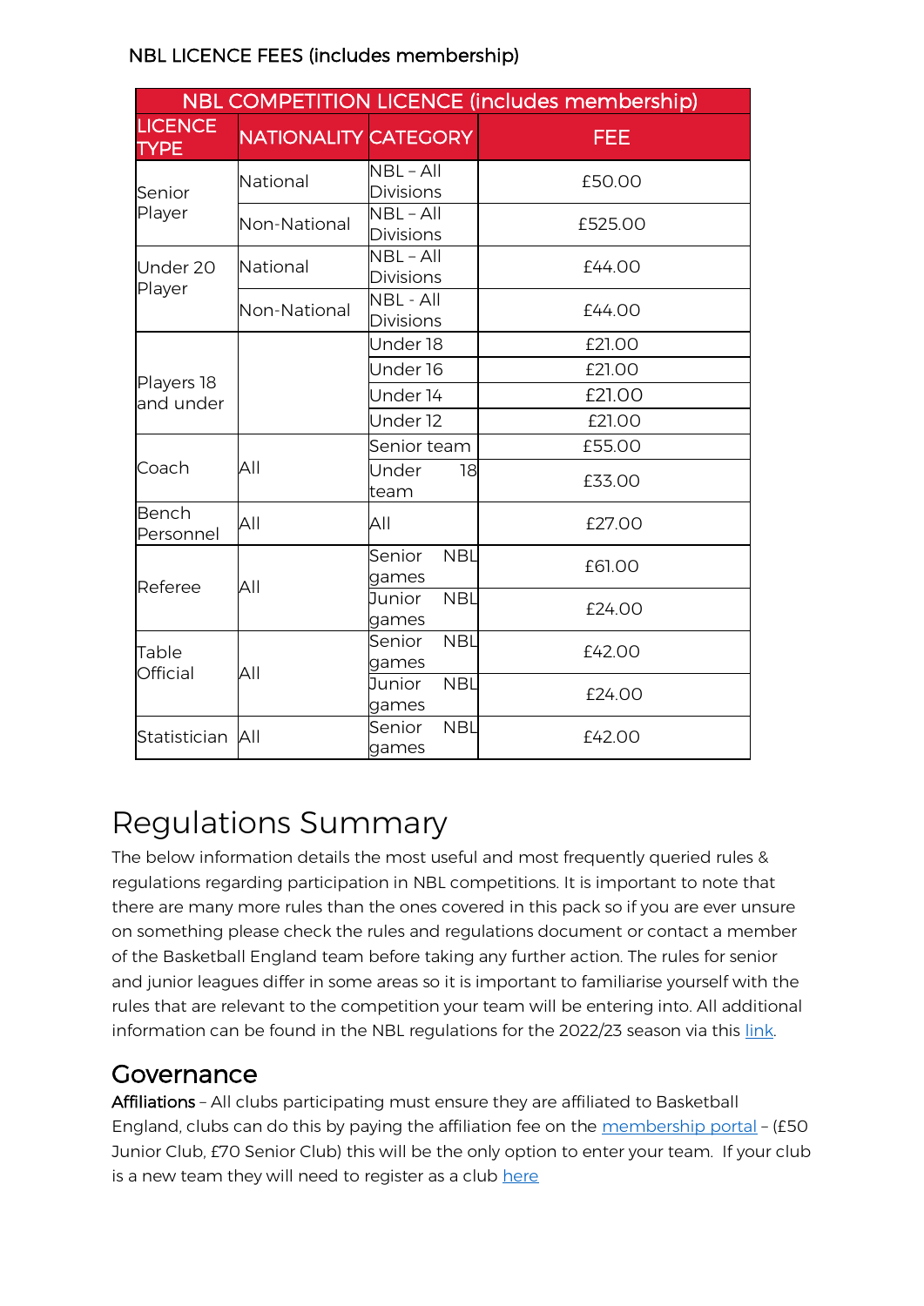NBL LICENCE FEES (includes membership)

| NBL COMPETITION LICENCE (includes membership) | | | |
|---|---|---|---|
| LICENCE TYPE | NATIONALITY | CATEGORY | FEE |
| Senior Player | National | NBL – All Divisions | £50.00 |
| | Non-National | NBL – All Divisions | £525.00 |
| Under 20 Player | National | NBL – All Divisions | £44.00 |
| | Non-National | NBL - All Divisions | £44.00 |
| Players 18 and under | | Under 18 | £21.00 |
| | | Under 16 | £21.00 |
| | | Under 14 | £21.00 |
| | | Under 12 | £21.00 |
| Coach | All | Senior team | £55.00 |
| | | Under 18 team | £33.00 |
| Bench Personnel | All | All | £27.00 |
| Referee | All | Senior NBL games | £61.00 |
| | | Junior NBL games | £24.00 |
| Table Official | All | Senior NBL games | £42.00 |
| | | Junior NBL games | £24.00 |
| Statistician | All | Senior NBL games | £42.00 |

# Regulations Summary

The below information details the most useful and most frequently queried rules & regulations regarding participation in NBL competitions. It is important to note that there are many more rules than the ones covered in this pack so if you are ever unsure on something please check the rules and regulations document or contact a member of the Basketball England team before taking any further action. The rules for senior and junior leagues differ in some areas so it is important to familiarise yourself with the rules that are relevant to the competition your team will be entering into. All additional information can be found in the NBL regulations for the 2022/23 season via this link.

## Governance

**Affiliations** – All clubs participating must ensure they are affiliated to Basketball England, clubs can do this by paying the affiliation fee on the membership portal – (£50 Junior Club, £70 Senior Club) this will be the only option to enter your team. If your club is a new team they will need to register as a club here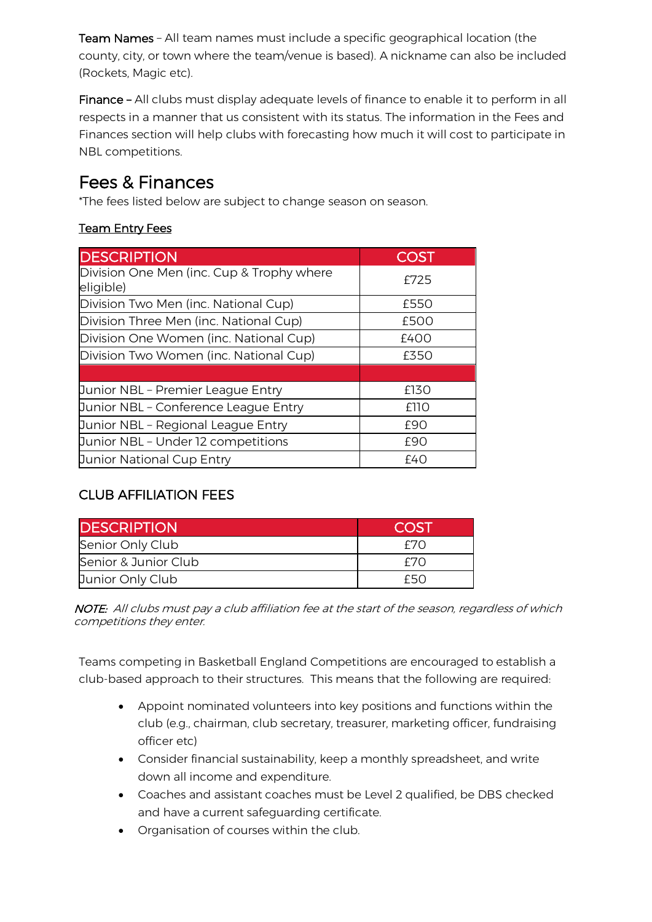**Team Names** – All team names must include a specific geographical location (the county, city, or town where the team/venue is based). A nickname can also be included (Rockets, Magic etc).

**Finance –** All clubs must display adequate levels of finance to enable it to perform in all respects in a manner that us consistent with its status. The information in the Fees and Finances section will help clubs with forecasting how much it will cost to participate in NBL competitions.

## Fees & Finances

*The fees listed below are subject to change season on season.

Team Entry Fees

| DESCRIPTION | COST |
|---|---|
| Division One Men (inc. Cup & Trophy where eligible) | £725 |
| Division Two Men (inc. National Cup) | £550 |
| Division Three Men (inc. National Cup) | £500 |
| Division One Women (inc. National Cup) | £400 |
| Division Two Women (inc. National Cup) | £350 |
| | |
| Junior NBL – Premier League Entry | £130 |
| Junior NBL – Conference League Entry | £110 |
| Junior NBL – Regional League Entry | £90 |
| Junior NBL – Under 12 competitions | £90 |
| Junior National Cup Entry | £40 |

### CLUB AFFILIATION FEES

| DESCRIPTION | COST |
|---|---|
| Senior Only Club | £70 |
| Senior & Junior Club | £70 |
| Junior Only Club | £50 |

*NOTE: All clubs must pay a club affiliation fee at the start of the season, regardless of which competitions they enter.*

Teams competing in Basketball England Competitions are encouraged to establish a club-based approach to their structures. This means that the following are required:

- Appoint nominated volunteers into key positions and functions within the club (e.g., chairman, club secretary, treasurer, marketing officer, fundraising officer etc)
- Consider financial sustainability, keep a monthly spreadsheet, and write down all income and expenditure.
- Coaches and assistant coaches must be Level 2 qualified, be DBS checked and have a current safeguarding certificate.
- Organisation of courses within the club.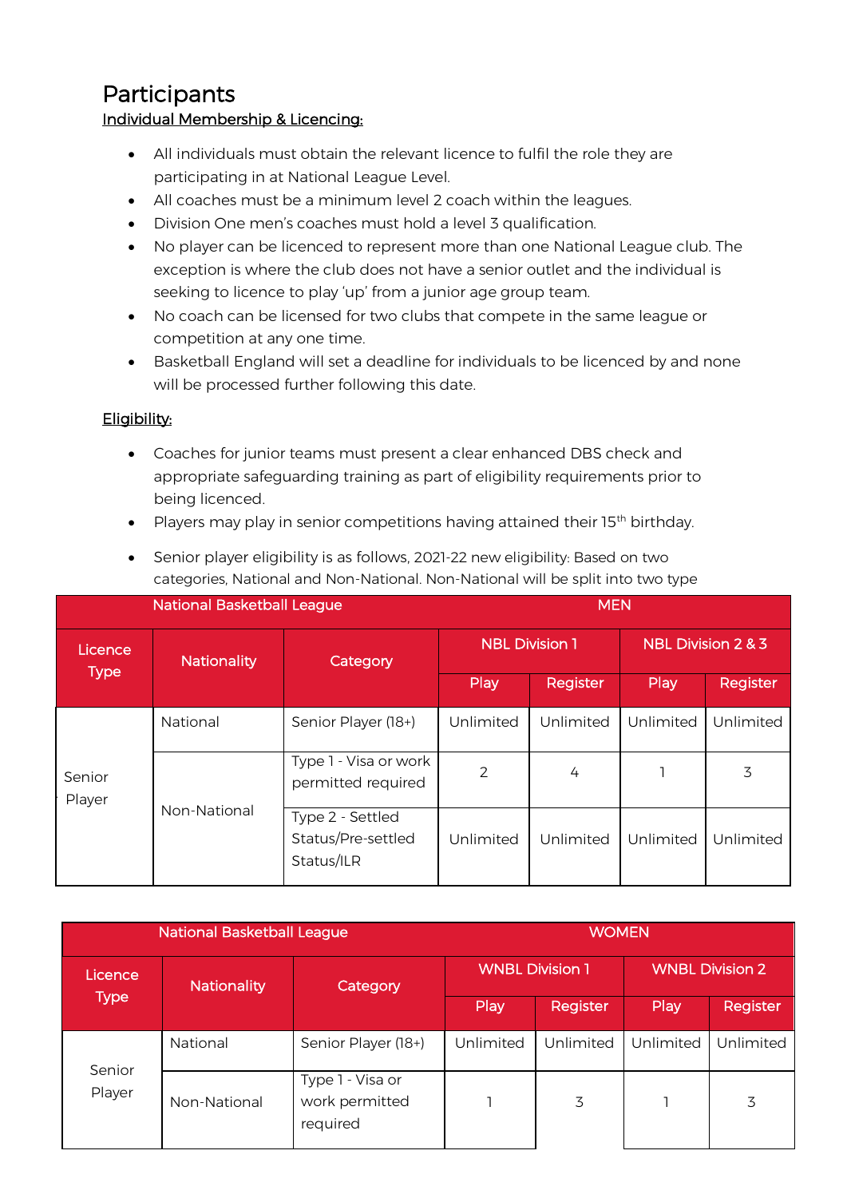# Participants

<u>Individual Membership & Licencing:</u>

- All individuals must obtain the relevant licence to fulfil the role they are participating in at National League Level.
- All coaches must be a minimum level 2 coach within the leagues.
- Division One men's coaches must hold a level 3 qualification.
- No player can be licenced to represent more than one National League club. The exception is where the club does not have a senior outlet and the individual is seeking to licence to play 'up' from a junior age group team.
- No coach can be licensed for two clubs that compete in the same league or competition at any one time.
- Basketball England will set a deadline for individuals to be licenced by and none will be processed further following this date.

<u>Eligibility:</u>

- Coaches for junior teams must present a clear enhanced DBS check and appropriate safeguarding training as part of eligibility requirements prior to being licenced.
- Players may play in senior competitions having attained their 15th birthday.
- Senior player eligibility is as follows, 2021-22 new eligibility: Based on two categories, National and Non-National. Non-National will be split into two type

| National Basketball League | | | MEN | | | |
|---|---|---|---|---|---|---|
| Licence Type | Nationality | Category | NBL Division 1 | | NBL Division 2 & 3 | |
| | | | Play | Register | Play | Register |
| Senior Player | National | Senior Player (18+) | Unlimited | Unlimited | Unlimited | Unlimited |
| | Non-National | Type 1 - Visa or work permitted required | 2 | 4 | 1 | 3 |
| | | Type 2 - Settled Status/Pre-settled Status/ILR | Unlimited | Unlimited | Unlimited | Unlimited |

| National Basketball League | | | WOMEN | | | |
|---|---|---|---|---|---|---|
| Licence Type | Nationality | Category | WNBL Division 1 | | WNBL Division 2 | |
| | | | Play | Register | Play | Register |
| Senior Player | National | Senior Player (18+) | Unlimited | Unlimited | Unlimited | Unlimited |
| | Non-National | Type 1 - Visa or work permitted required | 1 | 3 | 1 | 3 |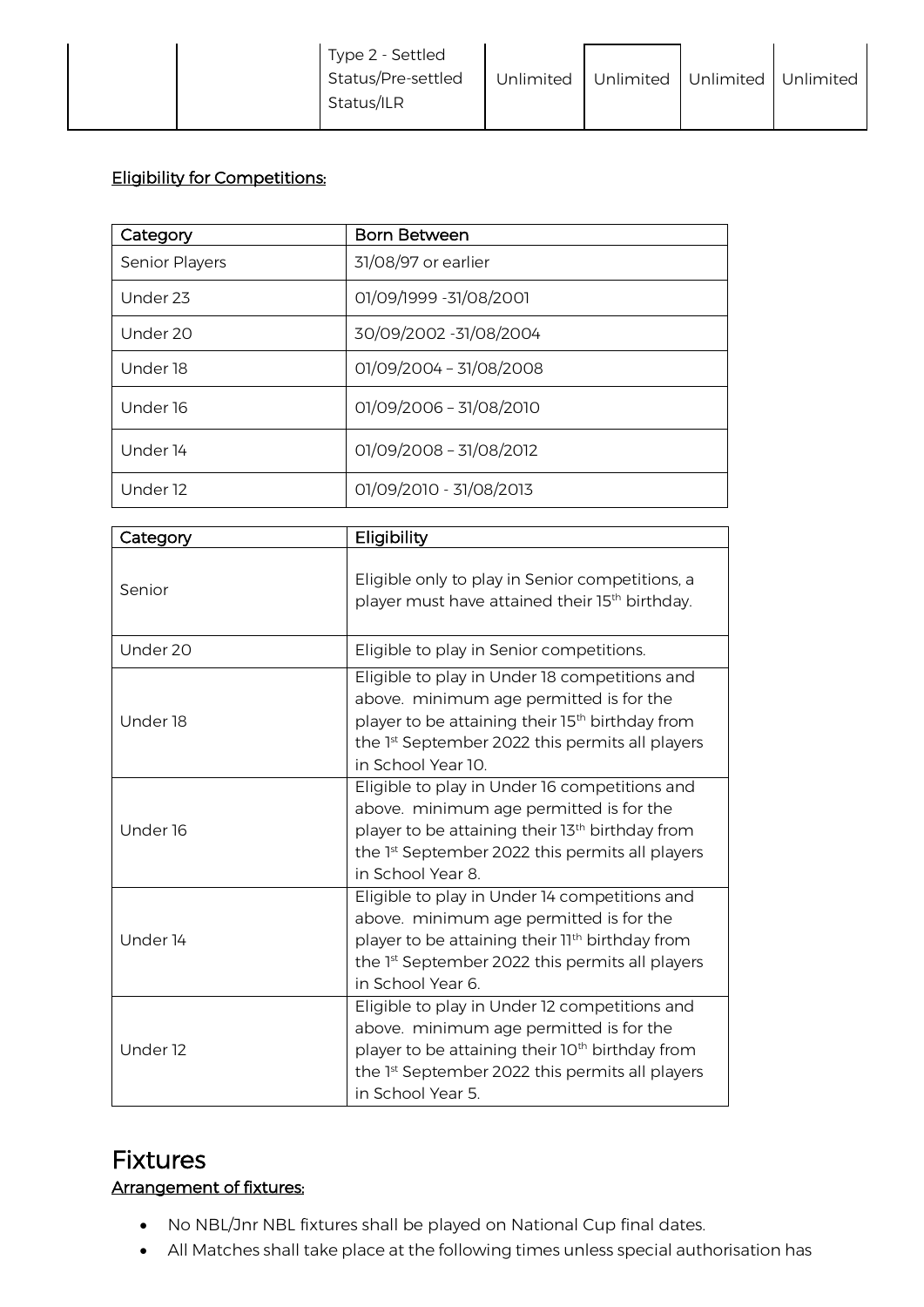|  |  | Type 2 - Settled Status/Pre-settled Status/ILR | Unlimited | Unlimited | Unlimited | Unlimited |
|---|---|---|---|---|---|---|

**Eligibility for Competitions:**

| Category | Born Between |
|---|---|
| Senior Players | 31/08/97 or earlier |
| Under 23 | 01/09/1999 -31/08/2001 |
| Under 20 | 30/09/2002 -31/08/2004 |
| Under 18 | 01/09/2004 – 31/08/2008 |
| Under 16 | 01/09/2006 – 31/08/2010 |
| Under 14 | 01/09/2008 – 31/08/2012 |
| Under 12 | 01/09/2010 - 31/08/2013 |

| Category | Eligibility |
|---|---|
| Senior | Eligible only to play in Senior competitions, a player must have attained their 15th birthday. |
| Under 20 | Eligible to play in Senior competitions. |
| Under 18 | Eligible to play in Under 18 competitions and above. minimum age permitted is for the player to be attaining their 15th birthday from the 1st September 2022 this permits all players in School Year 10. |
| Under 16 | Eligible to play in Under 16 competitions and above. minimum age permitted is for the player to be attaining their 13th birthday from the 1st September 2022 this permits all players in School Year 8. |
| Under 14 | Eligible to play in Under 14 competitions and above. minimum age permitted is for the player to be attaining their 11th birthday from the 1st September 2022 this permits all players in School Year 6. |
| Under 12 | Eligible to play in Under 12 competitions and above. minimum age permitted is for the player to be attaining their 10th birthday from the 1st September 2022 this permits all players in School Year 5. |

# Fixtures

**Arrangement of fixtures:**

- No NBL/Jnr NBL fixtures shall be played on National Cup final dates.
- All Matches shall take place at the following times unless special authorisation has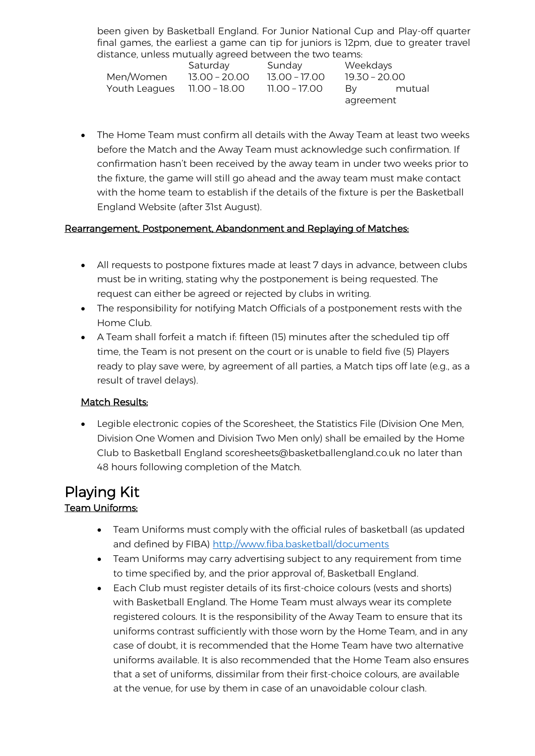been given by Basketball England. For Junior National Cup and Play-off quarter final games, the earliest a game can tip for juniors is 12pm, due to greater travel distance, unless mutually agreed between the two teams:

| | Saturday | Sunday | Weekdays |
|---|---|---|---|
| Men/Women | 13.00 – 20.00 | 13.00 – 17.00 | 19.30 – 20.00 |
| Youth Leagues | 11.00 – 18.00 | 11.00 – 17.00 | By mutual agreement |

- The Home Team must confirm all details with the Away Team at least two weeks before the Match and the Away Team must acknowledge such confirmation. If confirmation hasn't been received by the away team in under two weeks prior to the fixture, the game will still go ahead and the away team must make contact with the home team to establish if the details of the fixture is per the Basketball England Website (after 31st August).

<u>Rearrangement, Postponement, Abandonment and Replaying of Matches:</u>

- All requests to postpone fixtures made at least 7 days in advance, between clubs must be in writing, stating why the postponement is being requested. The request can either be agreed or rejected by clubs in writing.
- The responsibility for notifying Match Officials of a postponement rests with the Home Club.
- A Team shall forfeit a match if: fifteen (15) minutes after the scheduled tip off time, the Team is not present on the court or is unable to field five (5) Players ready to play save were, by agreement of all parties, a Match tips off late (e.g., as a result of travel delays).

<u>Match Results:</u>

- Legible electronic copies of the Scoresheet, the Statistics File (Division One Men, Division One Women and Division Two Men only) shall be emailed by the Home Club to Basketball England scoresheets@basketballengland.co.uk no later than 48 hours following completion of the Match.

# Playing Kit

<u>Team Uniforms:</u>

- Team Uniforms must comply with the official rules of basketball (as updated and defined by FIBA) http://www.fiba.basketball/documents
- Team Uniforms may carry advertising subject to any requirement from time to time specified by, and the prior approval of, Basketball England.
- Each Club must register details of its first-choice colours (vests and shorts) with Basketball England. The Home Team must always wear its complete registered colours. It is the responsibility of the Away Team to ensure that its uniforms contrast sufficiently with those worn by the Home Team, and in any case of doubt, it is recommended that the Home Team have two alternative uniforms available. It is also recommended that the Home Team also ensures that a set of uniforms, dissimilar from their first-choice colours, are available at the venue, for use by them in case of an unavoidable colour clash.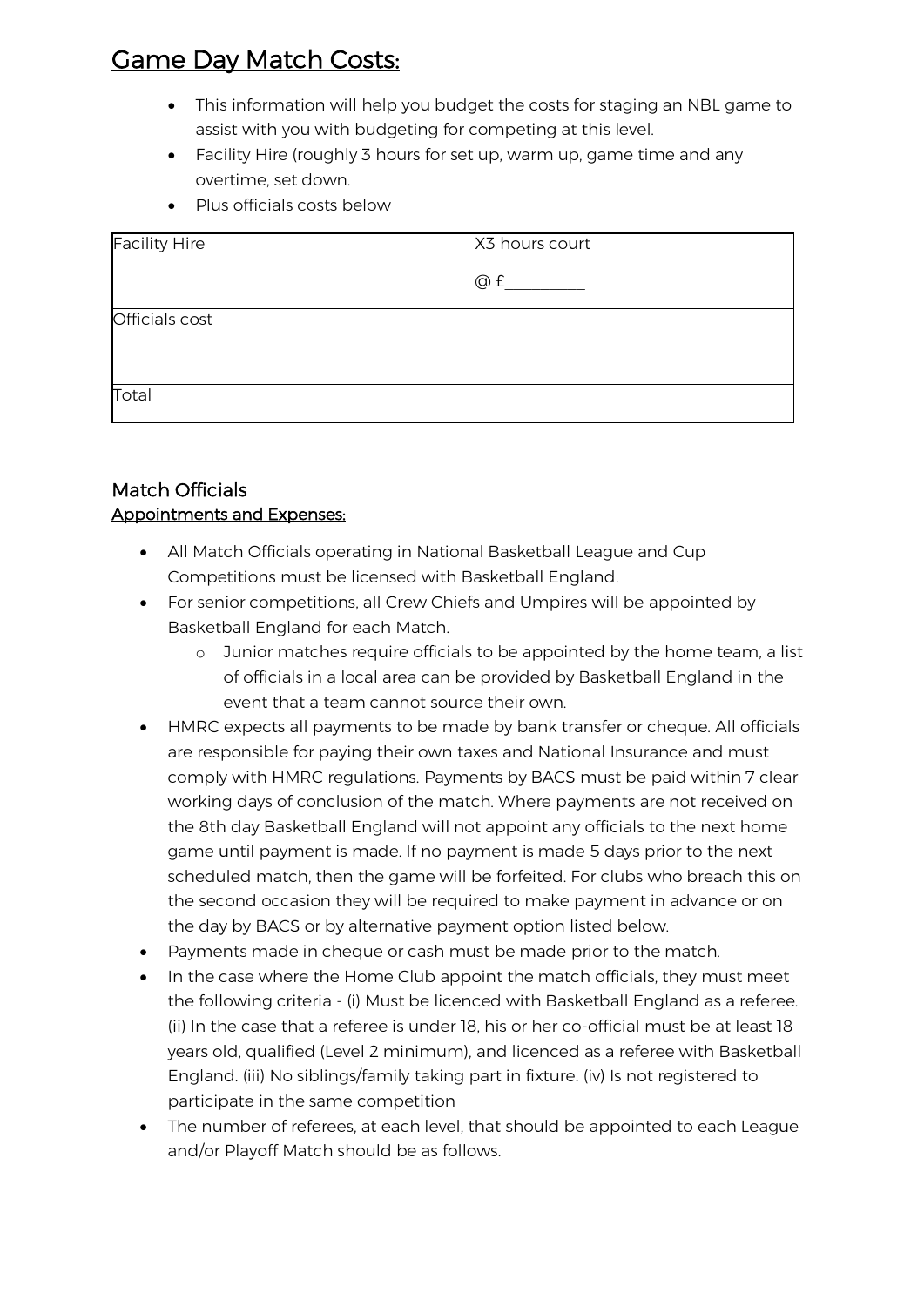## Game Day Match Costs:

- This information will help you budget the costs for staging an NBL game to assist with you with budgeting for competing at this level.
- Facility Hire (roughly 3 hours for set up, warm up, game time and any overtime, set down.
- Plus officials costs below

| Facility Hire | X3 hours court<br><br>@ £__________ |
|---|---|
| Officials cost | |
| Total | |

### Match Officials

**Appointments and Expenses:**

- All Match Officials operating in National Basketball League and Cup Competitions must be licensed with Basketball England.
- For senior competitions, all Crew Chiefs and Umpires will be appointed by Basketball England for each Match.
  - Junior matches require officials to be appointed by the home team, a list of officials in a local area can be provided by Basketball England in the event that a team cannot source their own.
- HMRC expects all payments to be made by bank transfer or cheque. All officials are responsible for paying their own taxes and National Insurance and must comply with HMRC regulations. Payments by BACS must be paid within 7 clear working days of conclusion of the match. Where payments are not received on the 8th day Basketball England will not appoint any officials to the next home game until payment is made. If no payment is made 5 days prior to the next scheduled match, then the game will be forfeited. For clubs who breach this on the second occasion they will be required to make payment in advance or on the day by BACS or by alternative payment option listed below.
- Payments made in cheque or cash must be made prior to the match.
- In the case where the Home Club appoint the match officials, they must meet the following criteria - (i) Must be licenced with Basketball England as a referee. (ii) In the case that a referee is under 18, his or her co-official must be at least 18 years old, qualified (Level 2 minimum), and licenced as a referee with Basketball England. (iii) No siblings/family taking part in fixture. (iv) Is not registered to participate in the same competition
- The number of referees, at each level, that should be appointed to each League and/or Playoff Match should be as follows.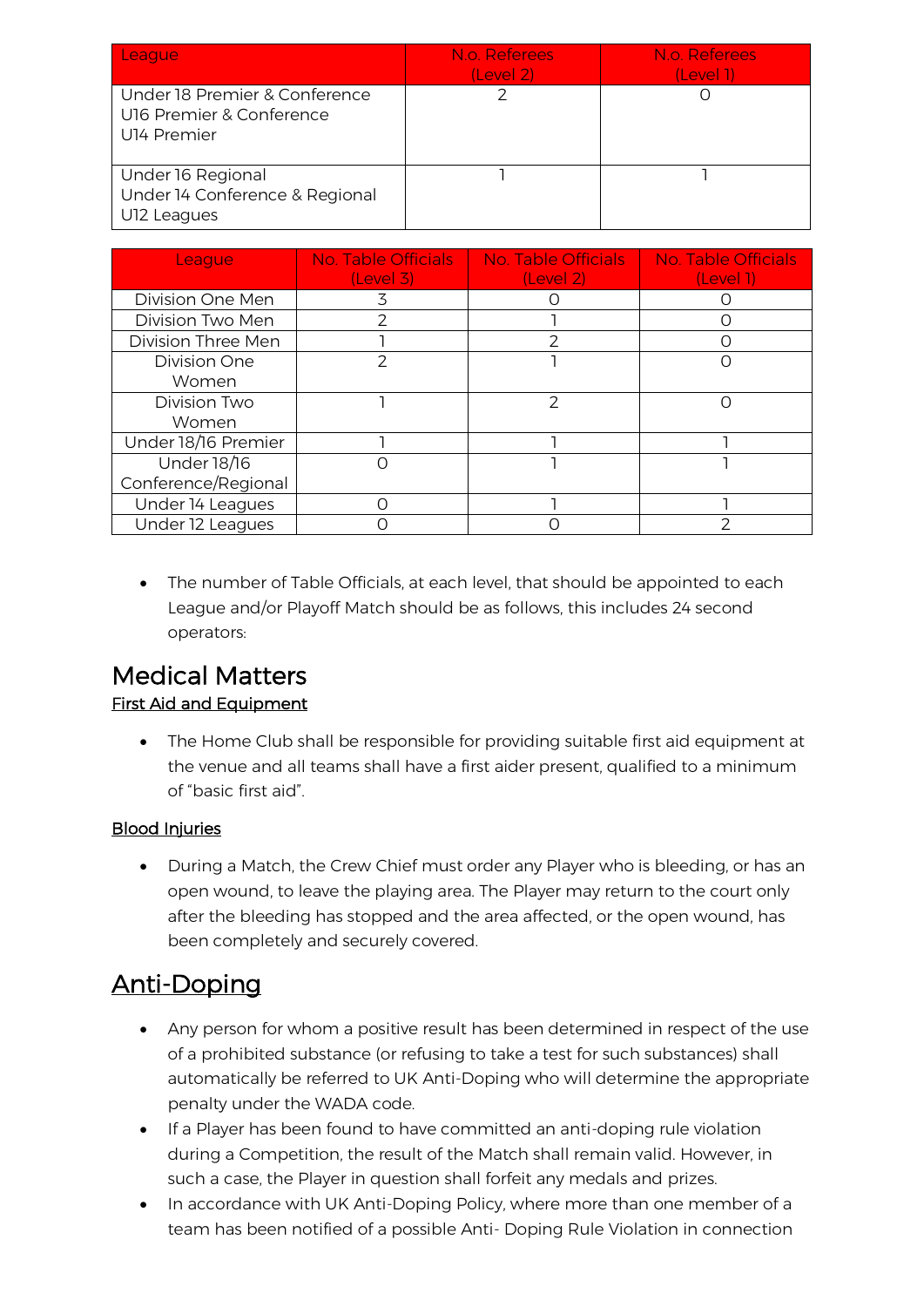| League | N.o. Referees (Level 2) | N.o. Referees (Level 1) |
|---|---|---|
| Under 18 Premier & Conference<br>U16 Premier & Conference<br>U14 Premier | 2 | 0 |
| Under 16 Regional<br>Under 14 Conference & Regional<br>U12 Leagues | 1 | 1 |

| League | No. Table Officials (Level 3) | No. Table Officials (Level 2) | No. Table Officials (Level 1) |
|---|---|---|---|
| Division One Men | 3 | 0 | 0 |
| Division Two Men | 2 | 1 | 0 |
| Division Three Men | 1 | 2 | 0 |
| Division One Women | 2 | 1 | 0 |
| Division Two Women | 1 | 2 | 0 |
| Under 18/16 Premier | 1 | 1 | 1 |
| Under 18/16 Conference/Regional | 0 | 1 | 1 |
| Under 14 Leagues | 0 | 1 | 1 |
| Under 12 Leagues | 0 | 0 | 2 |

- The number of Table Officials, at each level, that should be appointed to each League and/or Playoff Match should be as follows, this includes 24 second operators:

# Medical Matters

## First Aid and Equipment

- The Home Club shall be responsible for providing suitable first aid equipment at the venue and all teams shall have a first aider present, qualified to a minimum of "basic first aid".

## Blood Injuries

- During a Match, the Crew Chief must order any Player who is bleeding, or has an open wound, to leave the playing area. The Player may return to the court only after the bleeding has stopped and the area affected, or the open wound, has been completely and securely covered.

# Anti-Doping

- Any person for whom a positive result has been determined in respect of the use of a prohibited substance (or refusing to take a test for such substances) shall automatically be referred to UK Anti-Doping who will determine the appropriate penalty under the WADA code.
- If a Player has been found to have committed an anti-doping rule violation during a Competition, the result of the Match shall remain valid. However, in such a case, the Player in question shall forfeit any medals and prizes.
- In accordance with UK Anti-Doping Policy, where more than one member of a team has been notified of a possible Anti- Doping Rule Violation in connection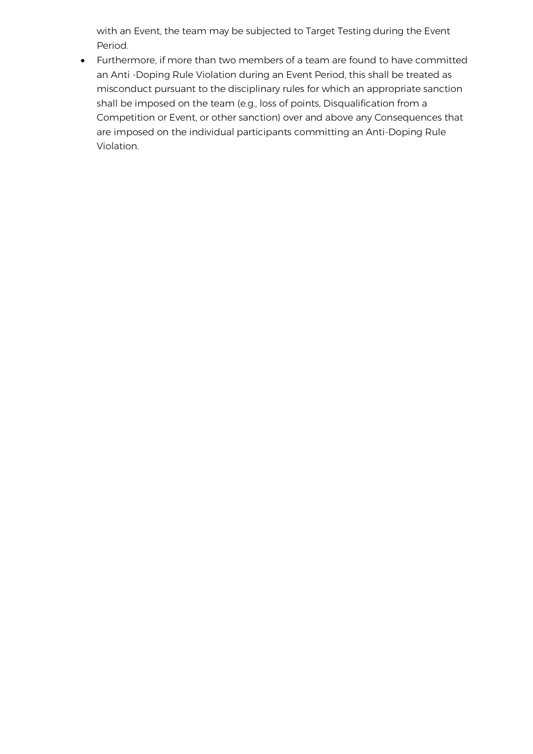with an Event, the team may be subjected to Target Testing during the Event Period.

- Furthermore, if more than two members of a team are found to have committed an Anti -Doping Rule Violation during an Event Period, this shall be treated as misconduct pursuant to the disciplinary rules for which an appropriate sanction shall be imposed on the team (e.g., loss of points, Disqualification from a Competition or Event, or other sanction) over and above any Consequences that are imposed on the individual participants committing an Anti-Doping Rule Violation.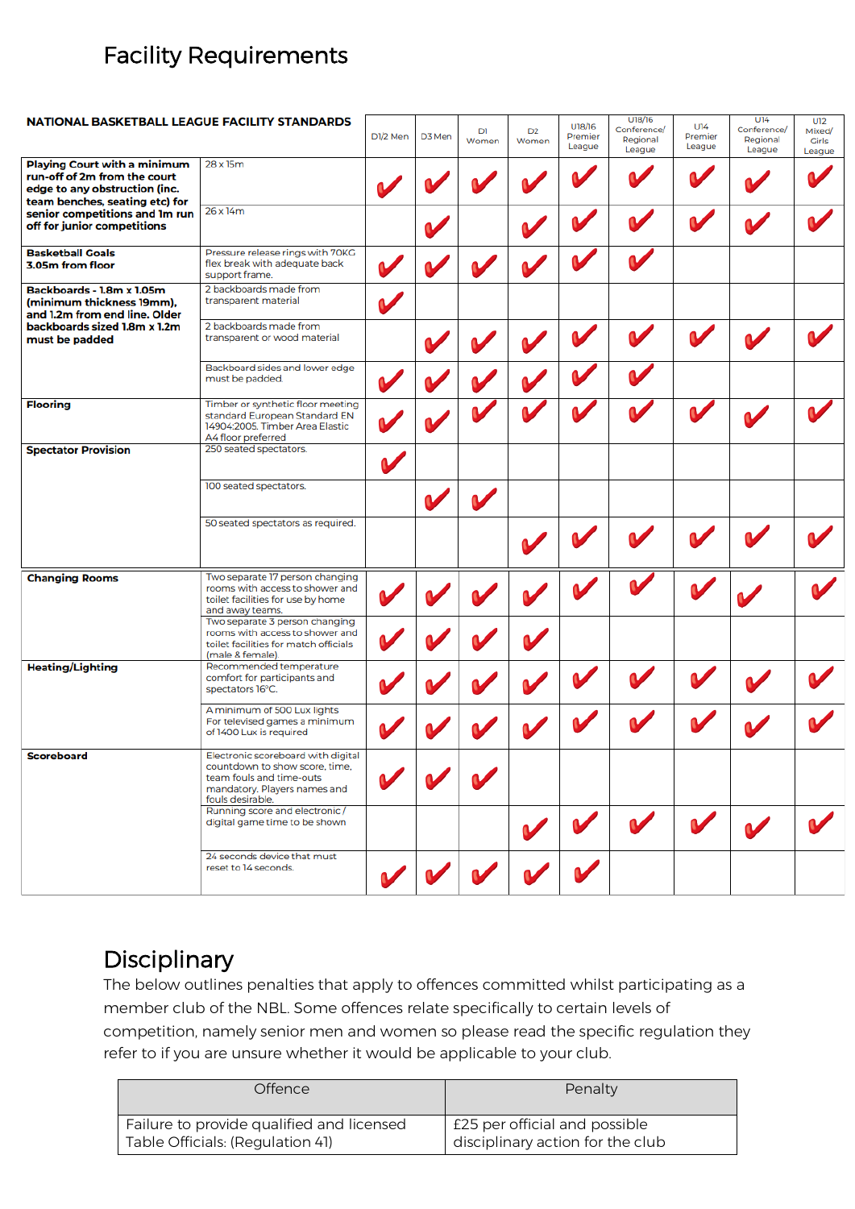# Facility Requirements

| NATIONAL BASKETBALL LEAGUE FACILITY STANDARDS | | D1/2 Men | D3 Men | D1 Women | D2 Women | U18/16 Premier League | U18/16 Conference/ Regional League | U14 Premier League | U14 Conference/ Regional League | U12 Mixed/ Girls League |
|---|---|---|---|---|---|---|---|---|---|---|
| **Playing Court with a minimum run-off of 2m from the court edge to any obstruction (inc. team benches, seating etc) for senior competitions and 1m run off for junior competitions** | 28 x 15m | ✔ | ✔ | ✔ | ✔ | ✔ | ✔ | ✔ | ✔ | ✔ |
| | 26 x 14m | | ✔ | | ✔ | ✔ | ✔ | ✔ | ✔ | ✔ |
| **Basketball Goals 3.05m from floor** | Pressure release rings with 70KG flex break with adequate back support frame. | ✔ | ✔ | ✔ | ✔ | ✔ | ✔ | | | |
| **Backboards - 1.8m x 1.05m (minimum thickness 19mm), and 1.2m from end line. Older backboards sized 1.8m x 1.2m must be padded** | 2 backboards made from transparent material | ✔ | | | | | | | | |
| | 2 backboards made from transparent or wood material | | ✔ | ✔ | ✔ | ✔ | ✔ | ✔ | ✔ | ✔ |
| | Backboard sides and lower edge must be padded | ✔ | ✔ | ✔ | ✔ | ✔ | ✔ | | | |
| **Flooring** | Timber or synthetic floor meeting standard European Standard EN 14904:2005. Timber Area Elastic A4 floor preferred | ✔ | ✔ | ✔ | ✔ | ✔ | ✔ | ✔ | ✔ | ✔ |
| **Spectator Provision** | 250 seated spectators. | ✔ | | | | | | | | |
| | 100 seated spectators. | | ✔ | ✔ | | | | | | |
| | 50 seated spectators as required. | | | | ✔ | ✔ | ✔ | ✔ | ✔ | ✔ |
| **Changing Rooms** | Two separate 17 person changing rooms with access to shower and toilet facilities for use by home and away teams. | ✔ | ✔ | ✔ | ✔ | ✔ | ✔ | ✔ | ✔ | ✔ |
| | Two separate 3 person changing rooms with access to shower and toilet facilities for match officials (male & female) | ✔ | ✔ | ✔ | ✔ | | | | | |
| **Heating/Lighting** | Recommended temperature comfort for participants and spectators 16°C. | ✔ | ✔ | ✔ | ✔ | ✔ | ✔ | ✔ | ✔ | ✔ |
| | A minimum of 500 Lux lights For televised games a minimum of 1400 Lux is required | ✔ | ✔ | ✔ | ✔ | ✔ | ✔ | ✔ | ✔ | ✔ |
| **Scoreboard** | Electronic scoreboard with digital countdown to show score, time, team fouls and time-outs mandatory. Players names and fouls desirable. | ✔ | ✔ | ✔ | | | | | | |
| | Running score and electronic / digital game time to be shown | | | | ✔ | ✔ | ✔ | ✔ | ✔ | ✔ |
| | 24 seconds device that must reset to 14 seconds. | ✔ | ✔ | ✔ | ✔ | ✔ | | | | |

# Disciplinary

The below outlines penalties that apply to offences committed whilst participating as a member club of the NBL. Some offences relate specifically to certain levels of competition, namely senior men and women so please read the specific regulation they refer to if you are unsure whether it would be applicable to your club.

| Offence | Penalty |
|---|---|
| Failure to provide qualified and licensed Table Officials: (Regulation 41) | £25 per official and possible disciplinary action for the club |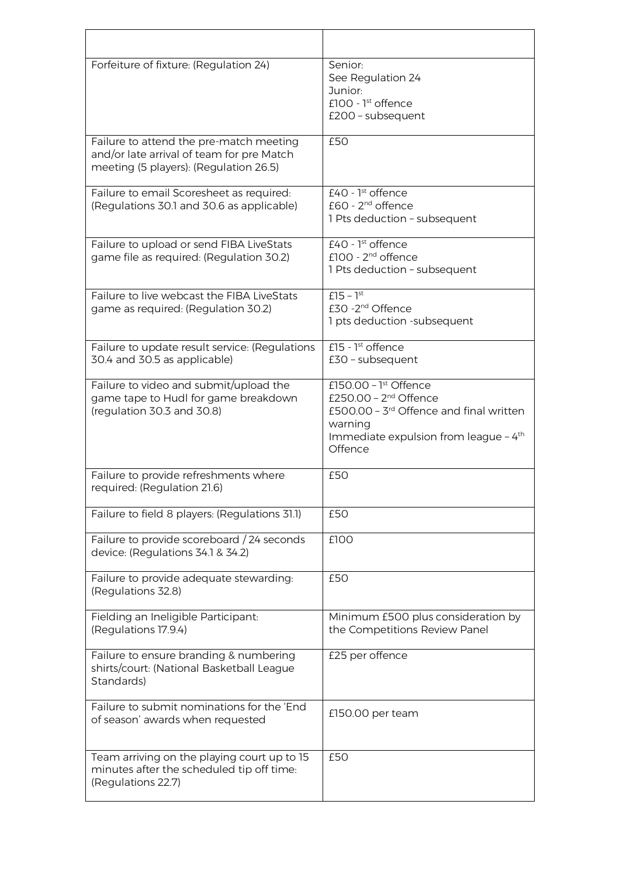| | |
|---|---|
| Forfeiture of fixture: (Regulation 24) | Senior:<br>See Regulation 24<br>Junior:<br>£100 - 1st offence<br>£200 – subsequent |
| Failure to attend the pre-match meeting and/or late arrival of team for pre Match meeting (5 players): (Regulation 26.5) | £50 |
| Failure to email Scoresheet as required: (Regulations 30.1 and 30.6 as applicable) | £40 - 1st offence<br>£60 - 2nd offence<br>1 Pts deduction – subsequent |
| Failure to upload or send FIBA LiveStats game file as required: (Regulation 30.2) | £40 - 1st offence<br>£100 - 2nd offence<br>1 Pts deduction – subsequent |
| Failure to live webcast the FIBA LiveStats game as required: (Regulation 30.2) | £15 – 1st<br>£30 -2nd Offence<br>1 pts deduction -subsequent |
| Failure to update result service: (Regulations 30.4 and 30.5 as applicable) | £15 - 1st offence<br>£30 – subsequent |
| Failure to video and submit/upload the game tape to Hudl for game breakdown (regulation 30.3 and 30.8) | £150.00 – 1st Offence<br>£250.00 – 2nd Offence<br>£500.00 – 3rd Offence and final written warning<br>Immediate expulsion from league – 4th Offence |
| Failure to provide refreshments where required: (Regulation 21.6) | £50 |
| Failure to field 8 players: (Regulations 31.1) | £50 |
| Failure to provide scoreboard / 24 seconds device: (Regulations 34.1 & 34.2) | £100 |
| Failure to provide adequate stewarding: (Regulations 32.8) | £50 |
| Fielding an Ineligible Participant: (Regulations 17.9.4) | Minimum £500 plus consideration by the Competitions Review Panel |
| Failure to ensure branding & numbering shirts/court: (National Basketball League Standards) | £25 per offence |
| Failure to submit nominations for the 'End of season' awards when requested | £150.00 per team |
| Team arriving on the playing court up to 15 minutes after the scheduled tip off time: (Regulations 22.7) | £50 |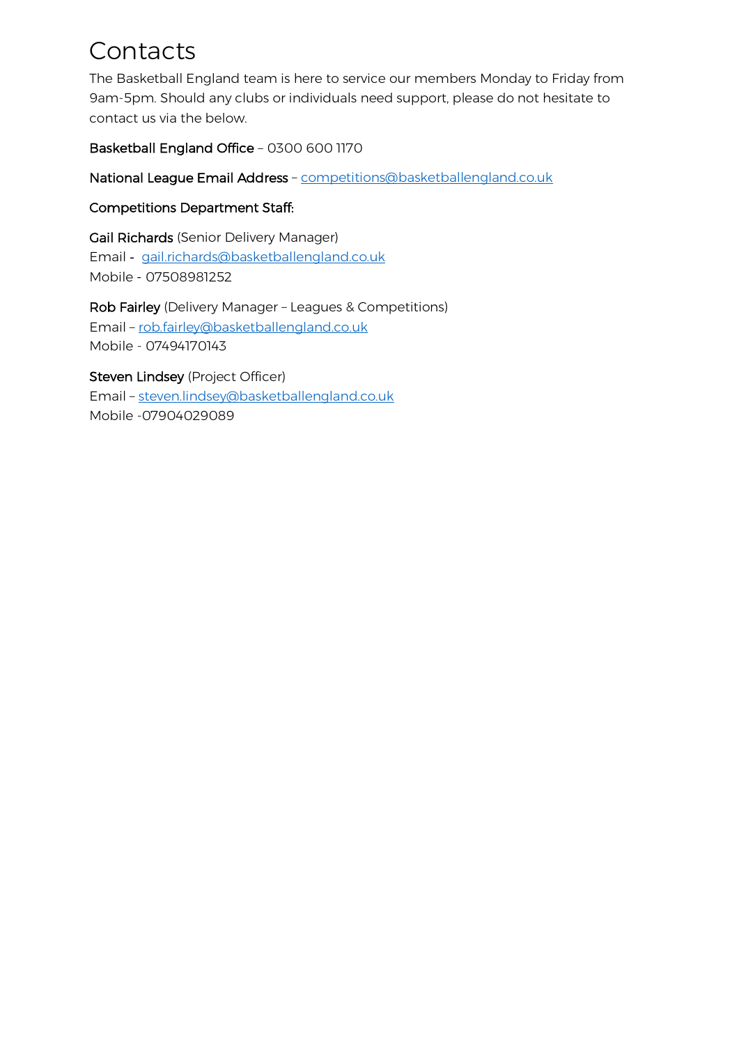# Contacts

The Basketball England team is here to service our members Monday to Friday from 9am-5pm. Should any clubs or individuals need support, please do not hesitate to contact us via the below.

**Basketball England Office** – 0300 600 1170

**National League Email Address** – competitions@basketballengland.co.uk

**Competitions Department Staff:**

**Gail Richards** (Senior Delivery Manager)
Email - gail.richards@basketballengland.co.uk
Mobile - 07508981252

**Rob Fairley** (Delivery Manager – Leagues & Competitions)
Email – rob.fairley@basketballengland.co.uk
Mobile - 07494170143

**Steven Lindsey** (Project Officer)
Email – steven.lindsey@basketballengland.co.uk
Mobile -07904029089